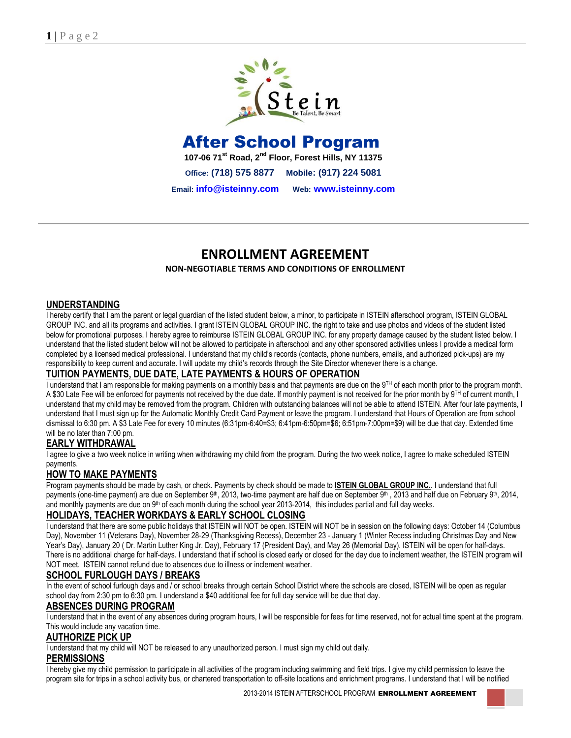Stein
Be Talent, Be Smart

# After School Program

**107-06 71st Road, 2nd Floor, Forest Hills, NY 11375**

**Office: (718) 575 8877 Mobile: (917) 224 5081**

**Email: info@isteinny.com Web: www.isteinny.com**

---

# ENROLLMENT AGREEMENT

**NON-NEGOTIABLE TERMS AND CONDITIONS OF ENROLLMENT**

## UNDERSTANDING

I hereby certify that I am the parent or legal guardian of the listed student below, a minor, to participate in ISTEIN afterschool program, ISTEIN GLOBAL GROUP INC. and all its programs and activities. I grant ISTEIN GLOBAL GROUP INC. the right to take and use photos and videos of the student listed below for promotional purposes. I hereby agree to reimburse ISTEIN GLOBAL GROUP INC. for any property damage caused by the student listed below. I understand that the listed student below will not be allowed to participate in afterschool and any other sponsored activities unless I provide a medical form completed by a licensed medical professional. I understand that my child's records (contacts, phone numbers, emails, and authorized pick-ups) are my responsibility to keep current and accurate. I will update my child's records through the Site Director whenever there is a change.

## TUITION PAYMENTS, DUE DATE, LATE PAYMENTS & HOURS OF OPERATION

I understand that I am responsible for making payments on a monthly basis and that payments are due on the 9TH of each month prior to the program month. A $30 Late Fee will be enforced for payments not received by the due date. If monthly payment is not received for the prior month by 9TH of current month, I understand that my child may be removed from the program. Children with outstanding balances will not be able to attend ISTEIN. After four late payments, I understand that I must sign up for the Automatic Monthly Credit Card Payment or leave the program. I understand that Hours of Operation are from school dismissal to 6:30 pm. A $3 Late Fee for every 10 minutes (6:31pm-6:40=$3; 6:41pm-6:50pm=$6; 6:51pm-7:00pm=$9) will be due that day. Extended time will be no later than 7:00 pm.

## EARLY WITHDRAWAL

I agree to give a two week notice in writing when withdrawing my child from the program. During the two week notice, I agree to make scheduled ISTEIN payments.

## HOW TO MAKE PAYMENTS

Program payments should be made by cash, or check. Payments by check should be made to **ISTEIN GLOBAL GROUP INC.**. I understand that full payments (one-time payment) are due on September 9th, 2013, two-time payment are half due on September 9th , 2013 and half due on February 9th, 2014, and monthly payments are due on 9th of each month during the school year 2013-2014, this includes partial and full day weeks.

## HOLIDAYS, TEACHER WORKDAYS & EARLY SCHOOL CLOSING

I understand that there are some public holidays that ISTEIN will NOT be open. ISTEIN will NOT be in session on the following days: October 14 (Columbus Day), November 11 (Veterans Day), November 28-29 (Thanksgiving Recess), December 23 - January 1 (Winter Recess including Christmas Day and New Year's Day), January 20 ( Dr. Martin Luther King Jr. Day), February 17 (President Day), and May 26 (Memorial Day). ISTEIN will be open for half-days. There is no additional charge for half-days. I understand that if school is closed early or closed for the day due to inclement weather, the ISTEIN program will NOT meet. ISTEIN cannot refund due to absences due to illness or inclement weather.

## SCHOOL FURLOUGH DAYS / BREAKS

In the event of school furlough days and / or school breaks through certain School District where the schools are closed, ISTEIN will be open as regular school day from 2:30 pm to 6:30 pm. I understand a $40 additional fee for full day service will be due that day.

## ABSENCES DURING PROGRAM

I understand that in the event of any absences during program hours, I will be responsible for fees for time reserved, not for actual time spent at the program. This would include any vacation time.

## AUTHORIZE PICK UP

I understand that my child will NOT be released to any unauthorized person. I must sign my child out daily.

## PERMISSIONS

I hereby give my child permission to participate in all activities of the program including swimming and field trips. I give my child permission to leave the program site for trips in a school activity bus, or chartered transportation to off-site locations and enrichment programs. I understand that I will be notified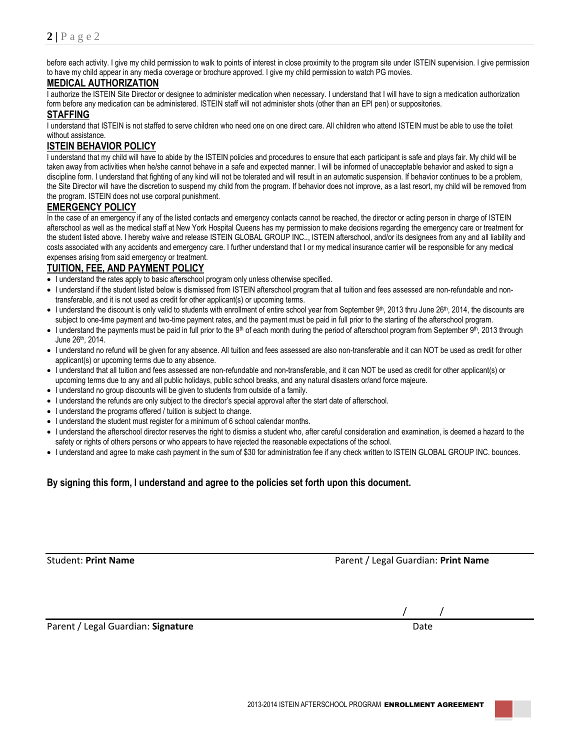before each activity. I give my child permission to walk to points of interest in close proximity to the program site under ISTEIN supervision. I give permission to have my child appear in any media coverage or brochure approved. I give my child permission to watch PG movies.

## MEDICAL AUTHORIZATION

I authorize the ISTEIN Site Director or designee to administer medication when necessary. I understand that I will have to sign a medication authorization form before any medication can be administered. ISTEIN staff will not administer shots (other than an EPI pen) or suppositories.

## STAFFING

I understand that ISTEIN is not staffed to serve children who need one on one direct care. All children who attend ISTEIN must be able to use the toilet without assistance.

## ISTEIN BEHAVIOR POLICY

I understand that my child will have to abide by the ISTEIN policies and procedures to ensure that each participant is safe and plays fair. My child will be taken away from activities when he/she cannot behave in a safe and expected manner. I will be informed of unacceptable behavior and asked to sign a discipline form. I understand that fighting of any kind will not be tolerated and will result in an automatic suspension. If behavior continues to be a problem, the Site Director will have the discretion to suspend my child from the program. If behavior does not improve, as a last resort, my child will be removed from the program. ISTEIN does not use corporal punishment.

## EMERGENCY POLICY

In the case of an emergency if any of the listed contacts and emergency contacts cannot be reached, the director or acting person in charge of ISTEIN afterschool as well as the medical staff at New York Hospital Queens has my permission to make decisions regarding the emergency care or treatment for the student listed above. I hereby waive and release ISTEIN GLOBAL GROUP INC.., ISTEIN afterschool, and/or its designees from any and all liability and costs associated with any accidents and emergency care. I further understand that I or my medical insurance carrier will be responsible for any medical expenses arising from said emergency or treatment.

## TUITION, FEE, AND PAYMENT POLICY

- I understand the rates apply to basic afterschool program only unless otherwise specified.
- I understand if the student listed below is dismissed from ISTEIN afterschool program that all tuition and fees assessed are non-refundable and non-transferable, and it is not used as credit for other applicant(s) or upcoming terms.
- I understand the discount is only valid to students with enrollment of entire school year from September 9th, 2013 thru June 26th, 2014, the discounts are subject to one-time payment and two-time payment rates, and the payment must be paid in full prior to the starting of the afterschool program.
- I understand the payments must be paid in full prior to the 9th of each month during the period of afterschool program from September 9th, 2013 through June 26th, 2014.
- I understand no refund will be given for any absence. All tuition and fees assessed are also non-transferable and it can NOT be used as credit for other applicant(s) or upcoming terms due to any absence.
- I understand that all tuition and fees assessed are non-refundable and non-transferable, and it can NOT be used as credit for other applicant(s) or upcoming terms due to any and all public holidays, public school breaks, and any natural disasters or/and force majeure.
- I understand no group discounts will be given to students from outside of a family.
- I understand the refunds are only subject to the director's special approval after the start date of afterschool.
- I understand the programs offered / tuition is subject to change.
- I understand the student must register for a minimum of 6 school calendar months.
- I understand the afterschool director reserves the right to dismiss a student who, after careful consideration and examination, is deemed a hazard to the safety or rights of others persons or who appears to have rejected the reasonable expectations of the school.
- I understand and agree to make cash payment in the sum of $30 for administration fee if any check written to ISTEIN GLOBAL GROUP INC. bounces.

**By signing this form, I understand and agree to the policies set forth upon this document.**

Student: **Print Name** Parent / Legal Guardian: **Print Name**

/ /

Parent / Legal Guardian: **Signature** Date

2013-2014 ISTEIN AFTERSCHOOL PROGRAM **ENROLLMENT AGREEMENT**